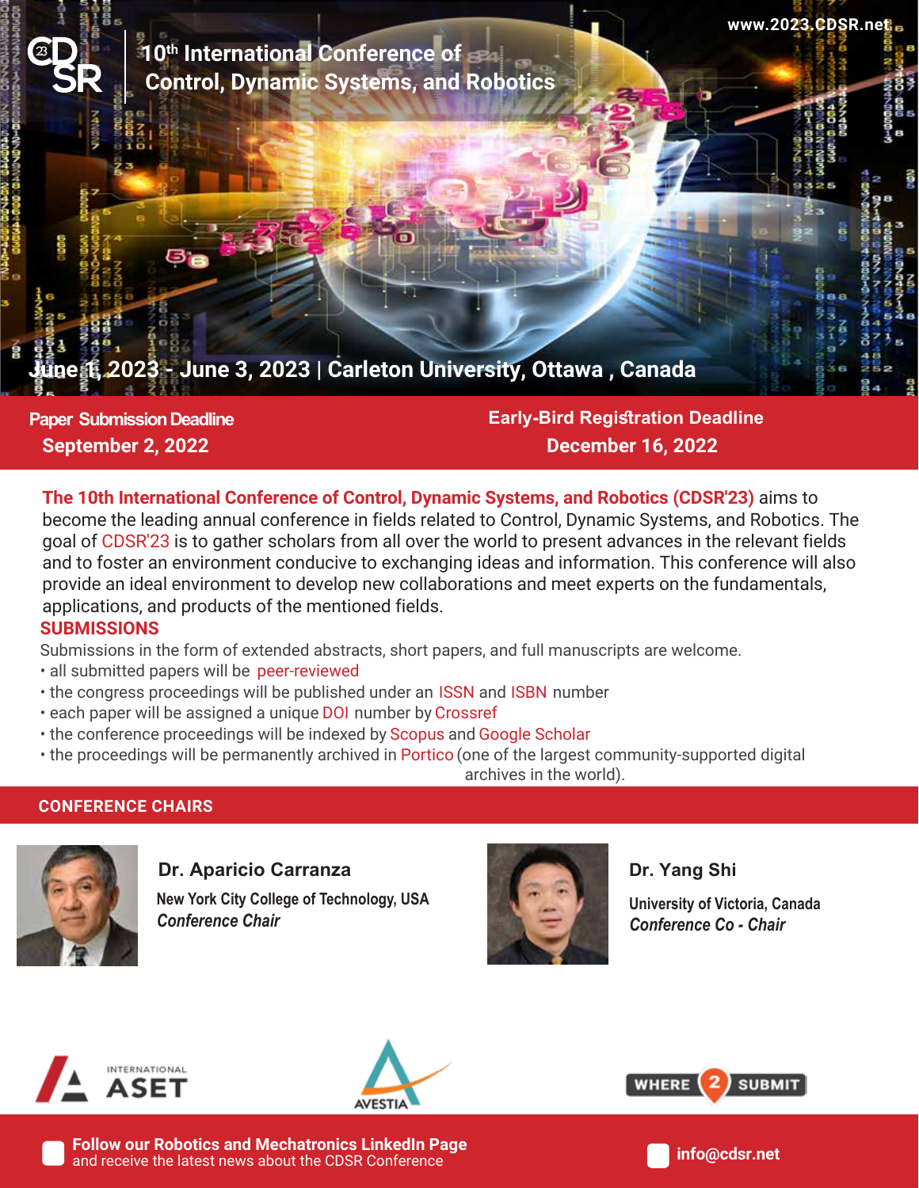www.2023.CDSR.net

# 10th International Conference of Control, Dynamic Systems, and Robotics

June 1, 2023 - June 3, 2023 | Carleton University, Ottawa , Canada

**Paper Submission Deadline**
**September 2, 2022**

**Early-Bird Registration Deadline**
**December 16, 2022**

**The 10th International Conference of Control, Dynamic Systems, and Robotics (CDSR'23)** aims to become the leading annual conference in fields related to Control, Dynamic Systems, and Robotics. The goal of CDSR'23 is to gather scholars from all over the world to present advances in the relevant fields and to foster an environment conducive to exchanging ideas and information. This conference will also provide an ideal environment to develop new collaborations and meet experts on the fundamentals, applications, and products of the mentioned fields.

## SUBMISSIONS

Submissions in the form of extended abstracts, short papers, and full manuscripts are welcome.

- all submitted papers will be peer-reviewed
- the congress proceedings will be published under an ISSN and ISBN number
- each paper will be assigned a unique DOI number by Crossref
- the conference proceedings will be indexed by Scopus and Google Scholar
- the proceedings will be permanently archived in Portico (one of the largest community-supported digital archives in the world).

## CONFERENCE CHAIRS

**Dr. Aparicio Carranza**
New York City College of Technology, USA
*Conference Chair*

**Dr. Yang Shi**
University of Victoria, Canada
*Conference Co - Chair*

INTERNATIONAL ASET | AVESTIA | WHERE 2 SUBMIT

**Follow our Robotics and Mechatronics LinkedIn Page**
and receive the latest news about the CDSR Conference

**info@cdsr.net**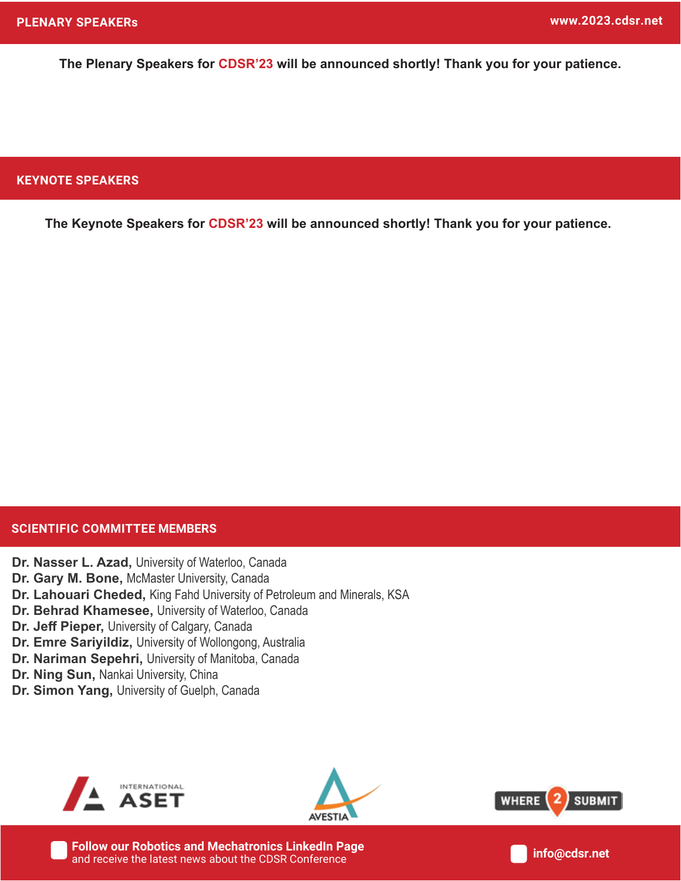## PLENARY SPEAKERs

www.2023.cdsr.net

**The Plenary Speakers for CDSR'23 will be announced shortly! Thank you for your patience.**

## KEYNOTE SPEAKERS

**The Keynote Speakers for CDSR'23 will be announced shortly! Thank you for your patience.**

## SCIENTIFIC COMMITTEE MEMBERS

**Dr. Nasser L. Azad,** University of Waterloo, Canada
**Dr. Gary M. Bone,** McMaster University, Canada
**Dr. Lahouari Cheded,** King Fahd University of Petroleum and Minerals, KSA
**Dr. Behrad Khamesee,** University of Waterloo, Canada
**Dr. Jeff Pieper,** University of Calgary, Canada
**Dr. Emre Sariyildiz,** University of Wollongong, Australia
**Dr. Nariman Sepehri,** University of Manitoba, Canada
**Dr. Ning Sun,** Nankai University, China
**Dr. Simon Yang,** University of Guelph, Canada

INTERNATIONAL ASET

AVESTIA

WHERE 2 SUBMIT

**Follow our Robotics and Mechatronics LinkedIn Page**
and receive the latest news about the CDSR Conference

**info@cdsr.net**